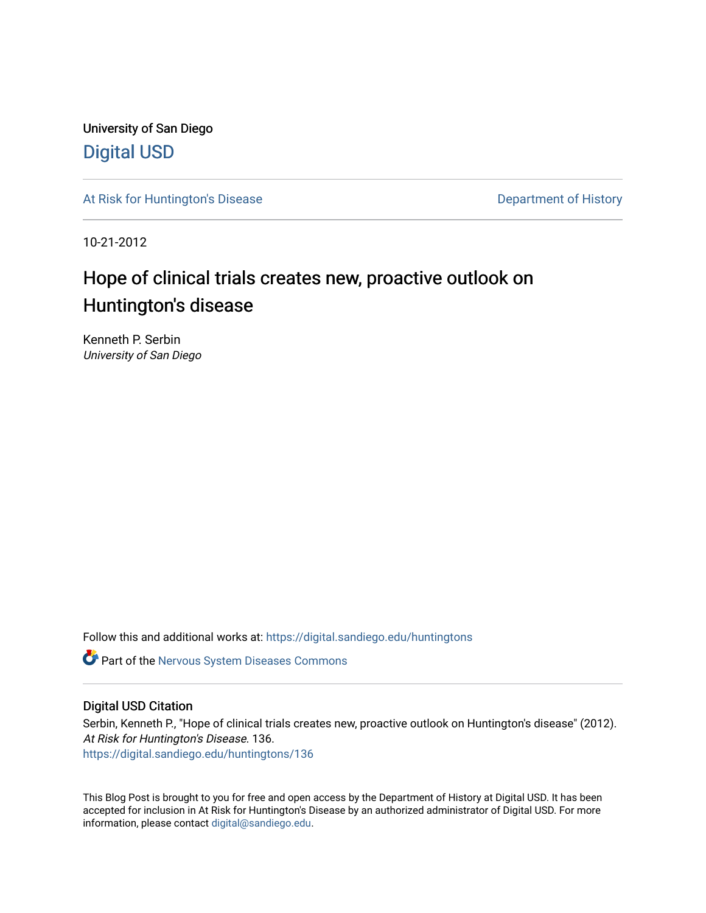University of San Diego

# Digital USD

At Risk for Huntington's Disease

Department of History

10-21-2012

# Hope of clinical trials creates new, proactive outlook on Huntington's disease

Kenneth P. Serbin
*University of San Diego*

Follow this and additional works at: https://digital.sandiego.edu/huntingtons

Part of the Nervous System Diseases Commons

## Digital USD Citation

Serbin, Kenneth P., "Hope of clinical trials creates new, proactive outlook on Huntington's disease" (2012). *At Risk for Huntington's Disease*. 136.
https://digital.sandiego.edu/huntingtons/136

This Blog Post is brought to you for free and open access by the Department of History at Digital USD. It has been accepted for inclusion in At Risk for Huntington's Disease by an authorized administrator of Digital USD. For more information, please contact digital@sandiego.edu.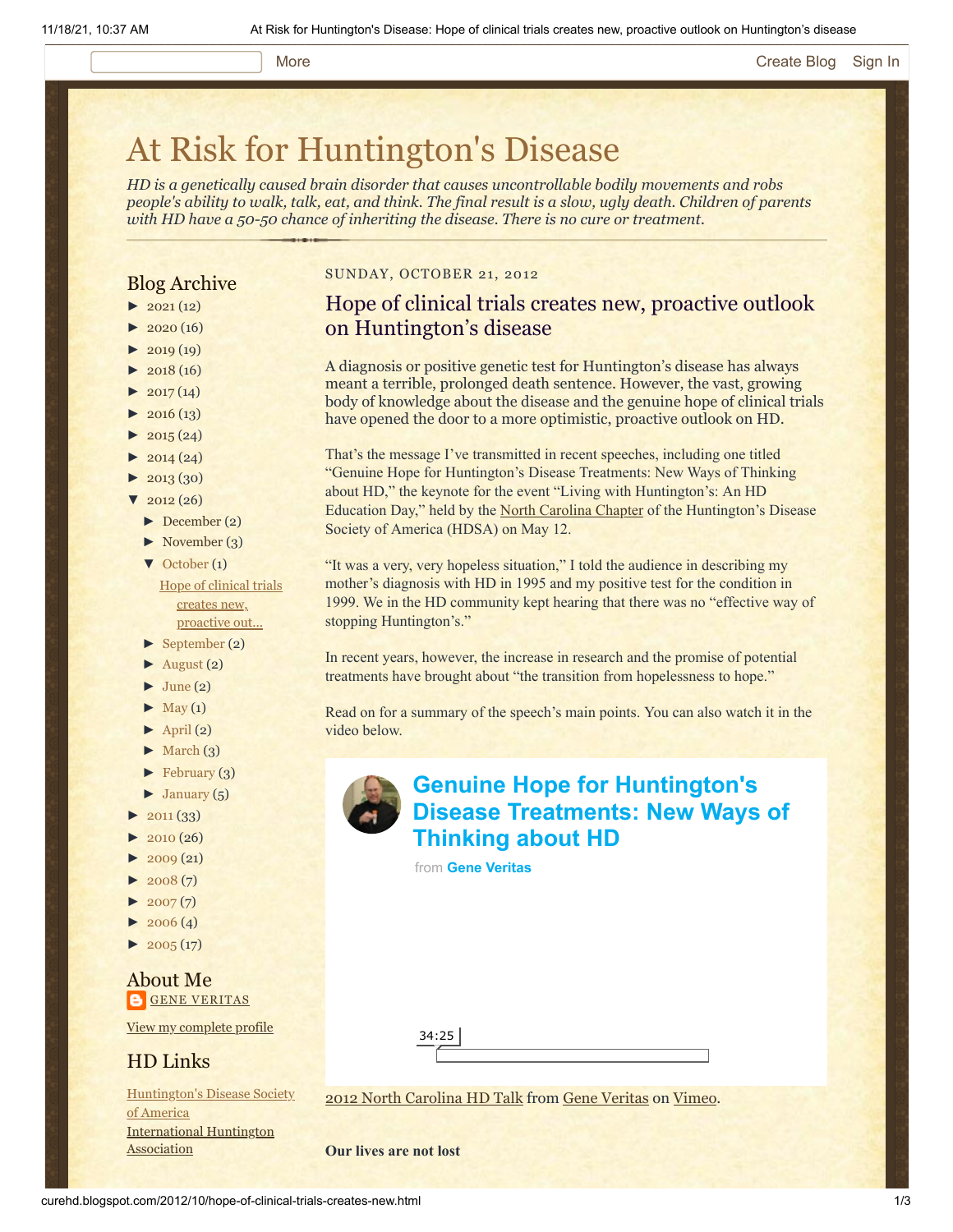More Create Blog Sign In

# At Risk for Huntington's Disease

*HD is a genetically caused brain disorder that causes uncontrollable bodily movements and robs people's ability to walk, talk, eat, and think. The final result is a slow, ugly death. Children of parents with HD have a 50-50 chance of inheriting the disease. There is no cure or treatment.*

## Blog Archive

- ► 2021 (12)
- ► 2020 (16)
- ► 2019 (19)
- ► 2018 (16)
- ► 2017 (14)
- ► 2016 (13)
- ► 2015 (24)
- ► 2014 (24)
- ► 2013 (30)
- ▼ 2012 (26)
  - ► December (2)
  - ► November (3)
  - ▼ October (1)
    - Hope of clinical trials creates new, proactive out...
  - ► September (2)
  - ► August (2)
  - ► June (2)
  - ► May (1)
  - ► April (2)
  - ► March (3)
  - ► February (3)
  - ► January (5)
- ► 2011 (33)
- ► 2010 (26)
- ► 2009 (21)
- ► 2008 (7)
- ► 2007 (7)
- ► 2006 (4)
- ► 2005 (17)

## About Me

GENE VERITAS

View my complete profile

## HD Links

Huntington's Disease Society of America
International Huntington Association

SUNDAY, OCTOBER 21, 2012

## Hope of clinical trials creates new, proactive outlook on Huntington's disease

A diagnosis or positive genetic test for Huntington's disease has always meant a terrible, prolonged death sentence. However, the vast, growing body of knowledge about the disease and the genuine hope of clinical trials have opened the door to a more optimistic, proactive outlook on HD.

That's the message I've transmitted in recent speeches, including one titled "Genuine Hope for Huntington's Disease Treatments: New Ways of Thinking about HD," the keynote for the event "Living with Huntington's: An HD Education Day," held by the North Carolina Chapter of the Huntington's Disease Society of America (HDSA) on May 12.

"It was a very, very hopeless situation," I told the audience in describing my mother's diagnosis with HD in 1995 and my positive test for the condition in 1999. We in the HD community kept hearing that there was no "effective way of stopping Huntington's."

In recent years, however, the increase in research and the promise of potential treatments have brought about "the transition from hopelessness to hope."

Read on for a summary of the speech's main points. You can also watch it in the video below.

**Genuine Hope for Huntington's Disease Treatments: New Ways of Thinking about HD**

from **Gene Veritas**

34:25

2012 North Carolina HD Talk from Gene Veritas on Vimeo.

**Our lives are not lost**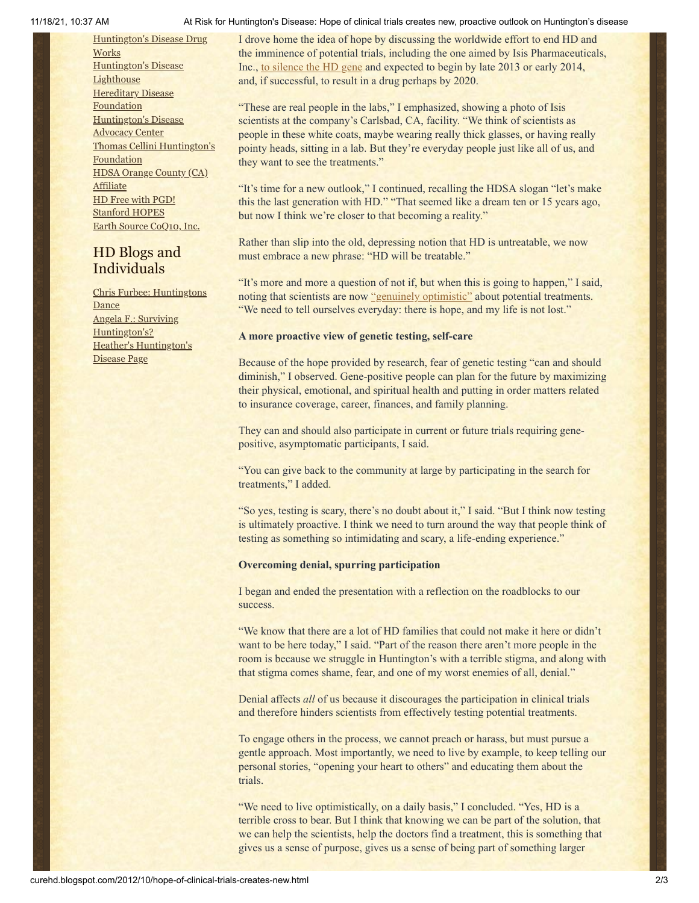[Huntington's Disease Drug Works](#)
[Huntington's Disease Lighthouse](#)
[Hereditary Disease Foundation](#)
[Huntington's Disease Advocacy Center](#)
[Thomas Cellini Huntington's Foundation](#)
[HDSA Orange County (CA) Affiliate](#)
[HD Free with PGD!](#)
[Stanford HOPES](#)
[Earth Source CoQ10, Inc.](#)

## HD Blogs and Individuals

[Chris Furbee: Huntingtons Dance](#)
[Angela F.: Surviving Huntington's?](#)
[Heather's Huntington's Disease Page](#)

I drove home the idea of hope by discussing the worldwide effort to end HD and the imminence of potential trials, including the one aimed by Isis Pharmaceuticals, Inc., to silence the HD gene and expected to begin by late 2013 or early 2014, and, if successful, to result in a drug perhaps by 2020.

"These are real people in the labs," I emphasized, showing a photo of Isis scientists at the company's Carlsbad, CA, facility. "We think of scientists as people in these white coats, maybe wearing really thick glasses, or having really pointy heads, sitting in a lab. But they're everyday people just like all of us, and they want to see the treatments."

"It's time for a new outlook," I continued, recalling the HDSA slogan "let's make this the last generation with HD." "That seemed like a dream ten or 15 years ago, but now I think we're closer to that becoming a reality."

Rather than slip into the old, depressing notion that HD is untreatable, we now must embrace a new phrase: "HD will be treatable."

"It's more and more a question of not if, but when this is going to happen," I said, noting that scientists are now "genuinely optimistic" about potential treatments. "We need to tell ourselves everyday: there is hope, and my life is not lost."

**A more proactive view of genetic testing, self-care**

Because of the hope provided by research, fear of genetic testing "can and should diminish," I observed. Gene-positive people can plan for the future by maximizing their physical, emotional, and spiritual health and putting in order matters related to insurance coverage, career, finances, and family planning.

They can and should also participate in current or future trials requiring gene-positive, asymptomatic participants, I said.

"You can give back to the community at large by participating in the search for treatments," I added.

"So yes, testing is scary, there's no doubt about it," I said. "But I think now testing is ultimately proactive. I think we need to turn around the way that people think of testing as something so intimidating and scary, a life-ending experience."

**Overcoming denial, spurring participation**

I began and ended the presentation with a reflection on the roadblocks to our success.

"We know that there are a lot of HD families that could not make it here or didn't want to be here today," I said. "Part of the reason there aren't more people in the room is because we struggle in Huntington's with a terrible stigma, and along with that stigma comes shame, fear, and one of my worst enemies of all, denial."

Denial affects *all* of us because it discourages the participation in clinical trials and therefore hinders scientists from effectively testing potential treatments.

To engage others in the process, we cannot preach or harass, but must pursue a gentle approach. Most importantly, we need to live by example, to keep telling our personal stories, "opening your heart to others" and educating them about the trials.

"We need to live optimistically, on a daily basis," I concluded. "Yes, HD is a terrible cross to bear. But I think that knowing we can be part of the solution, that we can help the scientists, help the doctors find a treatment, this is something that gives us a sense of purpose, gives us a sense of being part of something larger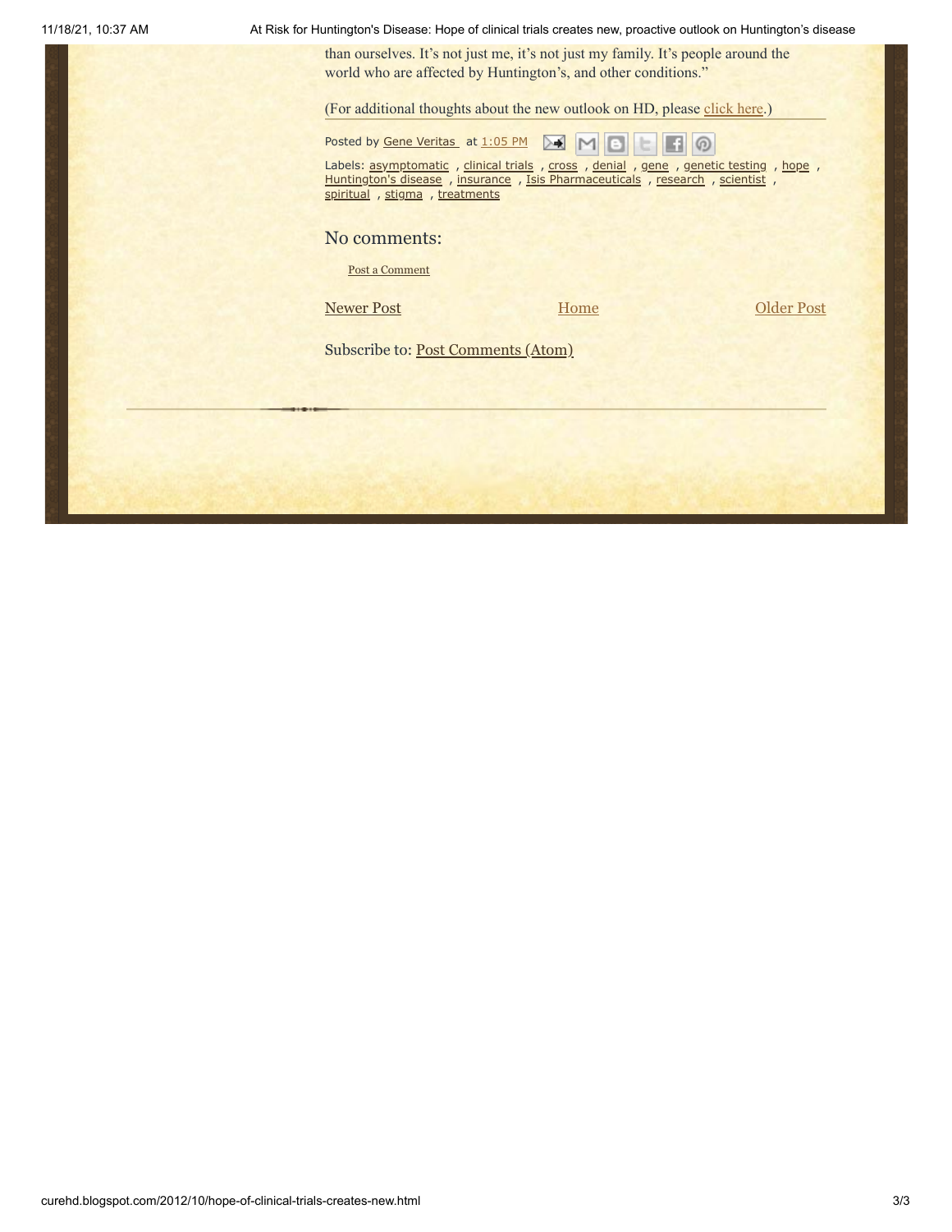than ourselves. It's not just me, it's not just my family. It's people around the world who are affected by Huntington's, and other conditions."

(For additional thoughts about the new outlook on HD, please click here.)

Posted by Gene Veritas at 1:05 PM

Labels: asymptomatic , clinical trials , cross , denial , gene , genetic testing , hope , Huntington's disease , insurance , Isis Pharmaceuticals , research , scientist , spiritual , stigma , treatments

## No comments:

Post a Comment

Newer Post Home Older Post

Subscribe to: Post Comments (Atom)